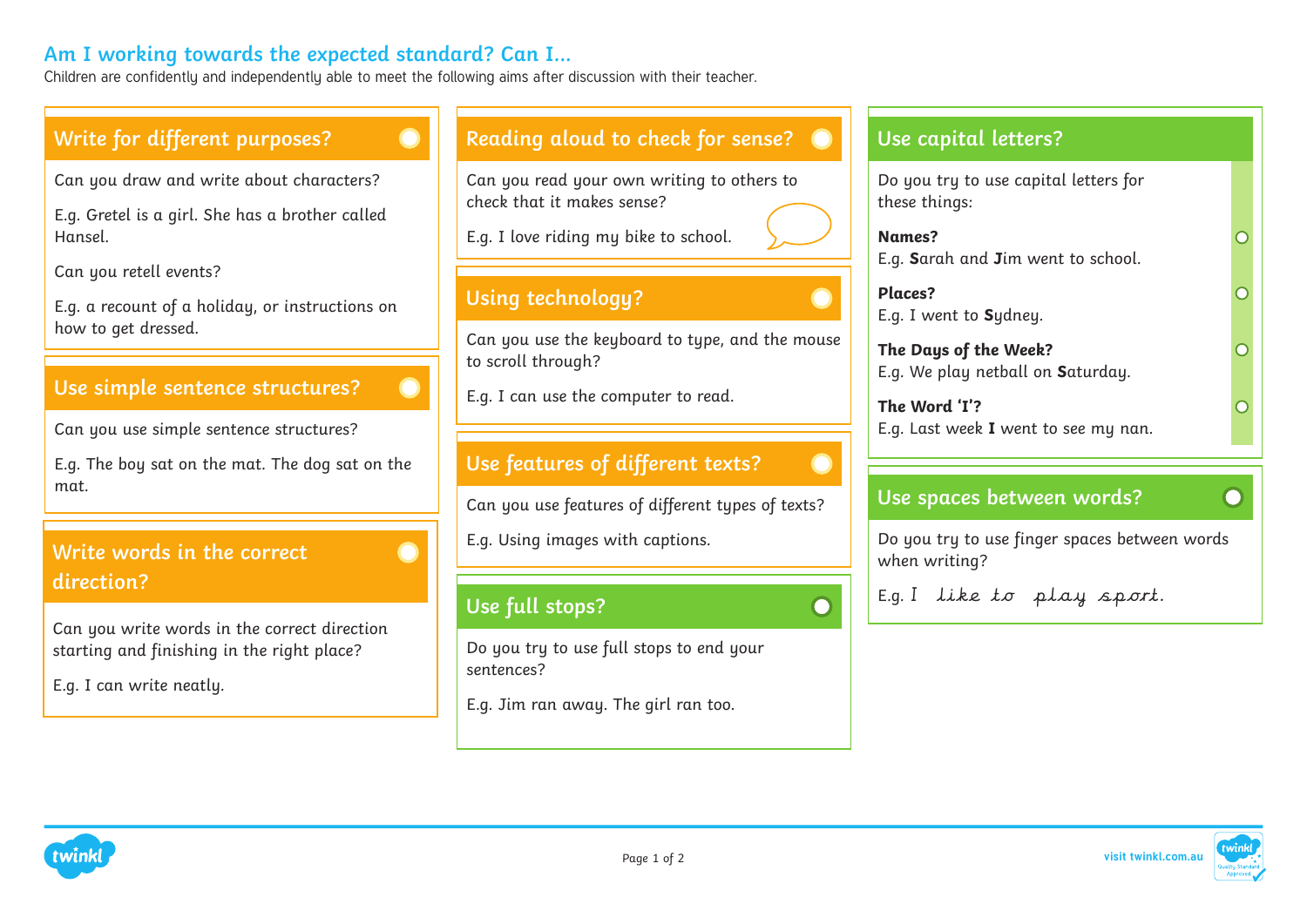# Am I working towards the expected standard? Can I...

Children are confidently and independently able to meet the following aims after discussion with their teacher.

## Write for different purposes?

Can you draw and write about characters?

E.g. Gretel is a girl. She has a brother called Hansel.

Can you retell events?

E.g. a recount of a holiday, or instructions on how to get dressed.

## Use simple sentence structures?

Can you use simple sentence structures?

E.g. The boy sat on the mat. The dog sat on the mat.

## Write words in the correct direction?

Can you write words in the correct direction starting and finishing in the right place?

E.g. I can write neatly.

## Reading aloud to check for sense?

Can you read your own writing to others to check that it makes sense?

E.g. I love riding my bike to school.

## Using technology?

Can you use the keyboard to type, and the mouse to scroll through?

E.g. I can use the computer to read.

## Use features of different texts?

Can you use features of different types of texts?

E.g. Using images with captions.

## Use full stops?

Do you try to use full stops to end your sentences?

E.g. Jim ran away. The girl ran too.

## Use capital letters?

Do you try to use capital letters for these things:

**Names?**
E.g. **S**arah and **J**im went to school.

**Places?**
E.g. I went to **S**ydney.

**The Days of the Week?**
E.g. We play netball on **S**aturday.

**The Word 'I'?**
E.g. Last week **I** went to see my nan.

## Use spaces between words?

Do you try to use finger spaces between words when writing?

E.g. I like to play sport.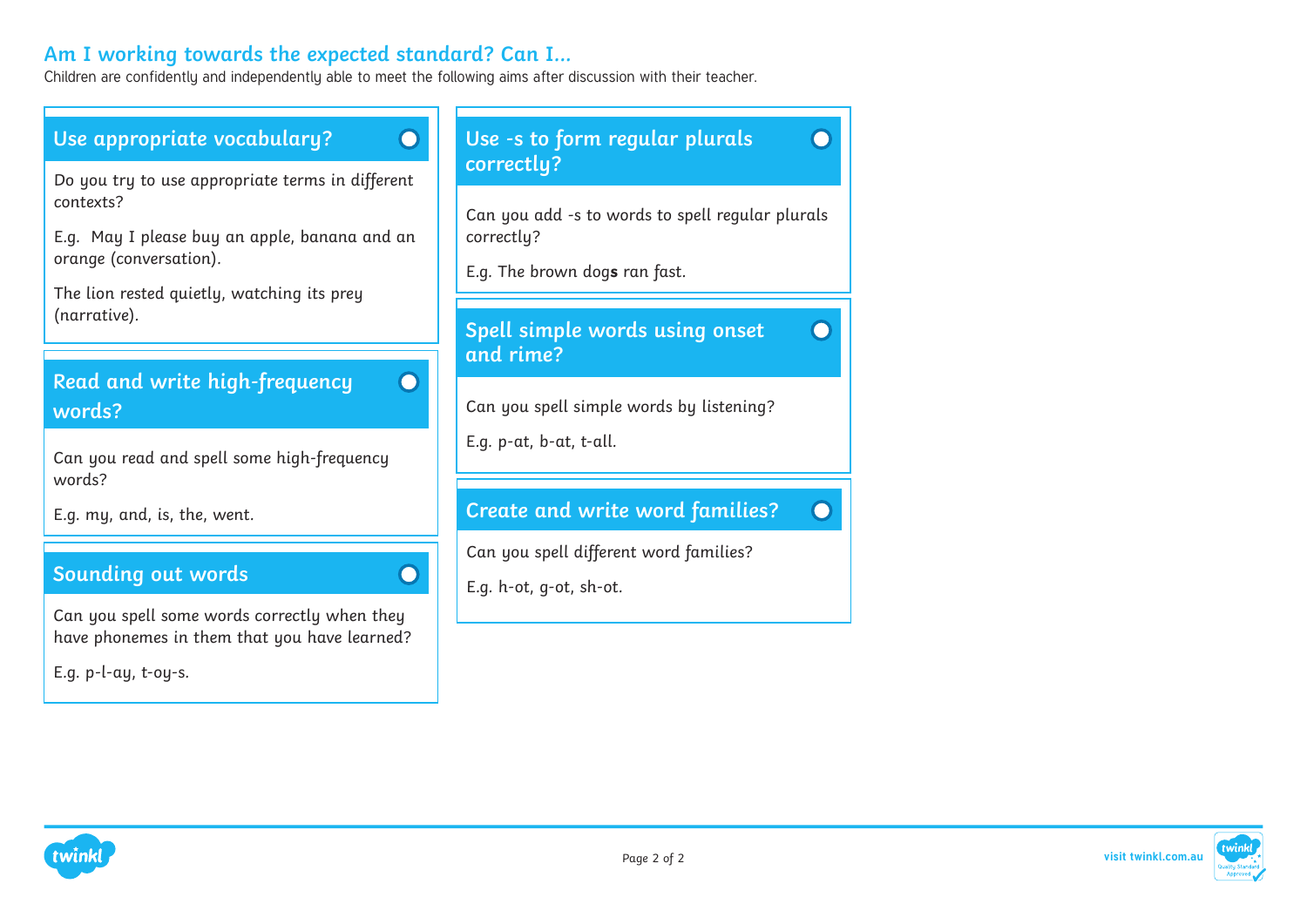## Am I working towards the expected standard? Can I...

Children are confidently and independently able to meet the following aims after discussion with their teacher.

### Use appropriate vocabulary?

Do you try to use appropriate terms in different contexts?

E.g. May I please buy an apple, banana and an orange (conversation).

The lion rested quietly, watching its prey (narrative).

### Read and write high-frequency words?

Can you read and spell some high-frequency words?

E.g. my, and, is, the, went.

### Sounding out words

Can you spell some words correctly when they have phonemes in them that you have learned?

E.g. p-l-ay, t-oy-s.

### Use -s to form regular plurals correctly?

Can you add -s to words to spell regular plurals correctly?

E.g. The brown dog**s** ran fast.

### Spell simple words using onset and rime?

Can you spell simple words by listening?

E.g. p-at, b-at, t-all.

### Create and write word families?

Can you spell different word families?

E.g. h-ot, g-ot, sh-ot.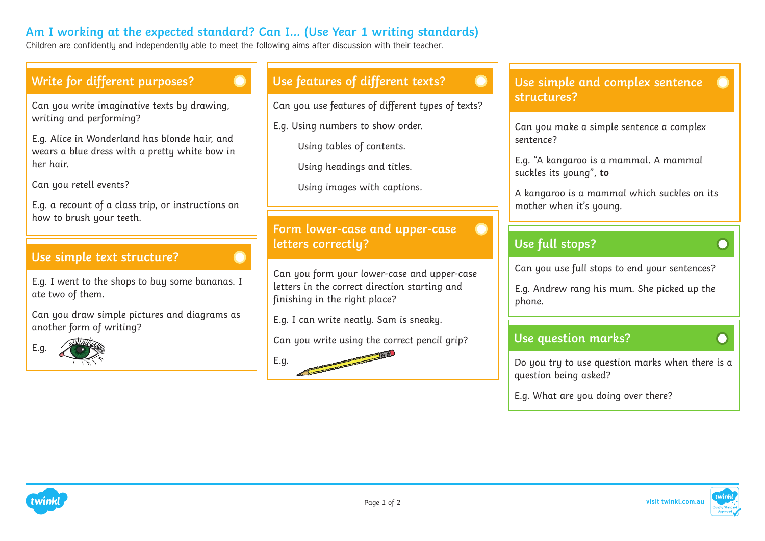# Am I working at the expected standard? Can I... (Use Year 1 writing standards)

Children are confidently and independently able to meet the following aims after discussion with their teacher.

## Write for different purposes?

Can you write imaginative texts by drawing, writing and performing?

E.g. Alice in Wonderland has blonde hair, and wears a blue dress with a pretty white bow in her hair.

Can you retell events?

E.g. a recount of a class trip, or instructions on how to brush your teeth.

## Use simple text structure?

E.g. I went to the shops to buy some bananas. I ate two of them.

Can you draw simple pictures and diagrams as another form of writing?

E.g.

## Use features of different texts?

Can you use features of different types of texts?

E.g. Using numbers to show order.

Using tables of contents.

Using headings and titles.

Using images with captions.

## Form lower-case and upper-case letters correctly?

Can you form your lower-case and upper-case letters in the correct direction starting and finishing in the right place?

E.g. I can write neatly. Sam is sneaky.

Can you write using the correct pencil grip?

E.g.

## Use simple and complex sentence structures?

Can you make a simple sentence a complex sentence?

E.g. "A kangaroo is a mammal. A mammal suckles its young", **to**

A kangaroo is a mammal which suckles on its mother when it's young.

## Use full stops?

Can you use full stops to end your sentences?

E.g. Andrew rang his mum. She picked up the phone.

## Use question marks?

Do you try to use question marks when there is a question being asked?

E.g. What are you doing over there?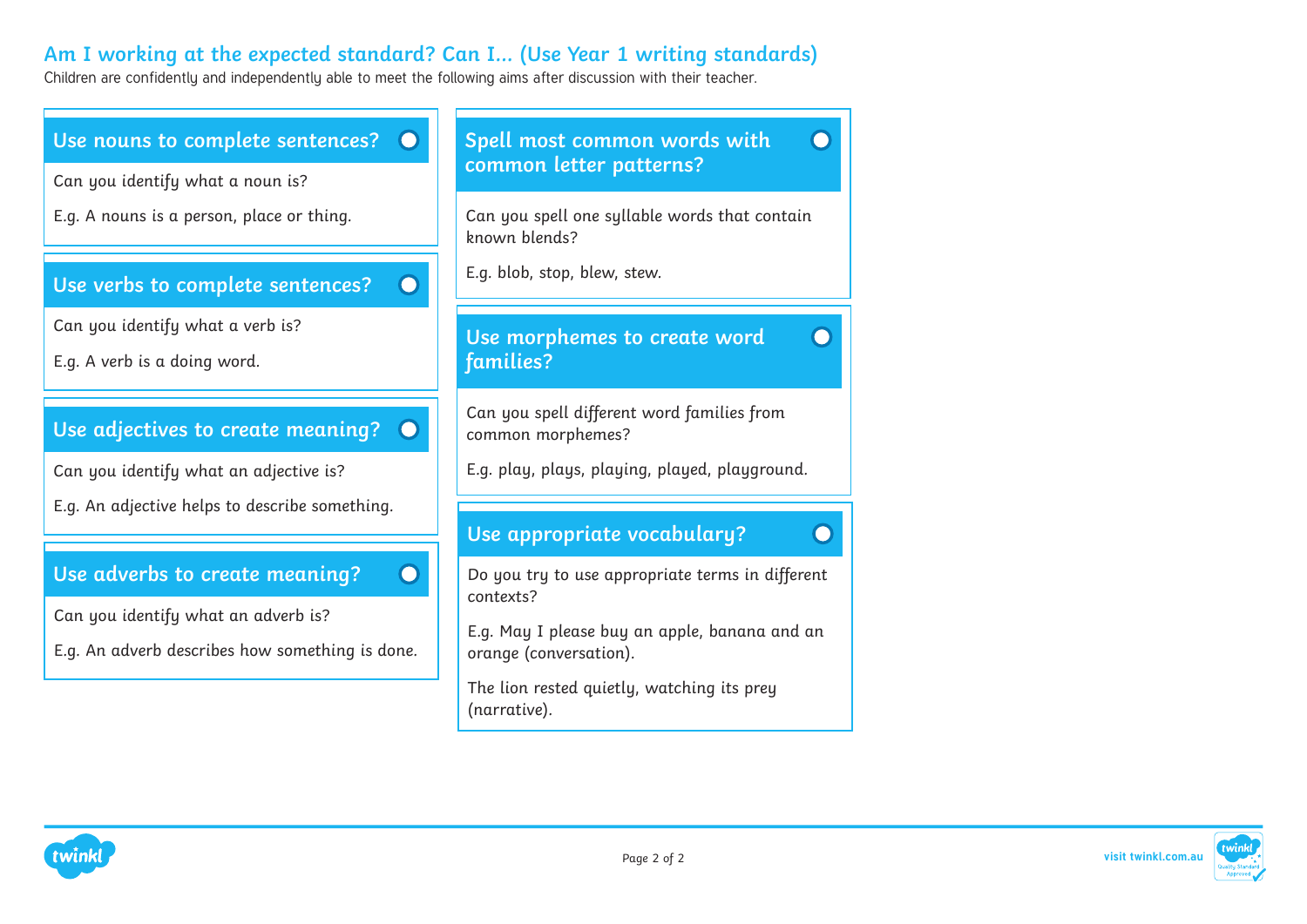## Am I working at the expected standard? Can I... (Use Year 1 writing standards)

Children are confidently and independently able to meet the following aims after discussion with their teacher.

### Use nouns to complete sentences?

Can you identify what a noun is?

E.g. A nouns is a person, place or thing.

### Use verbs to complete sentences?

Can you identify what a verb is?

E.g. A verb is a doing word.

### Use adjectives to create meaning?

Can you identify what an adjective is?

E.g. An adjective helps to describe something.

### Use adverbs to create meaning?

Can you identify what an adverb is?

E.g. An adverb describes how something is done.

### Spell most common words with common letter patterns?

Can you spell one syllable words that contain known blends?

E.g. blob, stop, blew, stew.

### Use morphemes to create word families?

Can you spell different word families from common morphemes?

E.g. play, plays, playing, played, playground.

### Use appropriate vocabulary?

Do you try to use appropriate terms in different contexts?

E.g. May I please buy an apple, banana and an orange (conversation).

The lion rested quietly, watching its prey (narrative).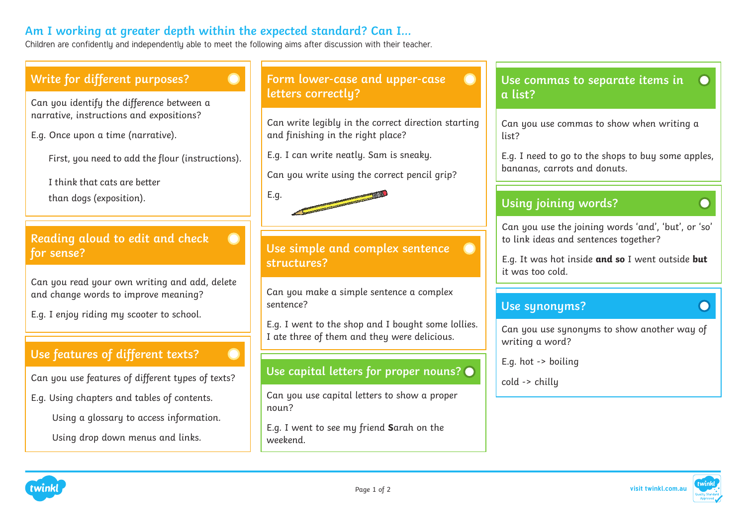# Am I working at greater depth within the expected standard? Can I...

Children are confidently and independently able to meet the following aims after discussion with their teacher.

## Write for different purposes?

Can you identify the difference between a narrative, instructions and expositions?

E.g. Once upon a time (narrative).

First, you need to add the flour (instructions).

I think that cats are better than dogs (exposition).

## Reading aloud to edit and check for sense?

Can you read your own writing and add, delete and change words to improve meaning?

E.g. I enjoy riding my scooter to school.

## Use features of different texts?

Can you use features of different types of texts?

E.g. Using chapters and tables of contents.

Using a glossary to access information.

Using drop down menus and links.

## Form lower-case and upper-case letters correctly?

Can write legibly in the correct direction starting and finishing in the right place?

E.g. I can write neatly. Sam is sneaky.

Can you write using the correct pencil grip?

E.g.

## Use simple and complex sentence structures?

Can you make a simple sentence a complex sentence?

E.g. I went to the shop and I bought some lollies. I ate three of them and they were delicious.

## Use capital letters for proper nouns?

Can you use capital letters to show a proper noun?

E.g. I went to see my friend **S**arah on the weekend.

## Use commas to separate items in a list?

Can you use commas to show when writing a list?

E.g. I need to go to the shops to buy some apples, bananas, carrots and donuts.

## Using joining words?

Can you use the joining words 'and', 'but', or 'so' to link ideas and sentences together?

E.g. It was hot inside **and so** I went outside **but** it was too cold.

## Use synonyms?

Can you use synonyms to show another way of writing a word?

E.g. hot -> boiling

cold -> chilly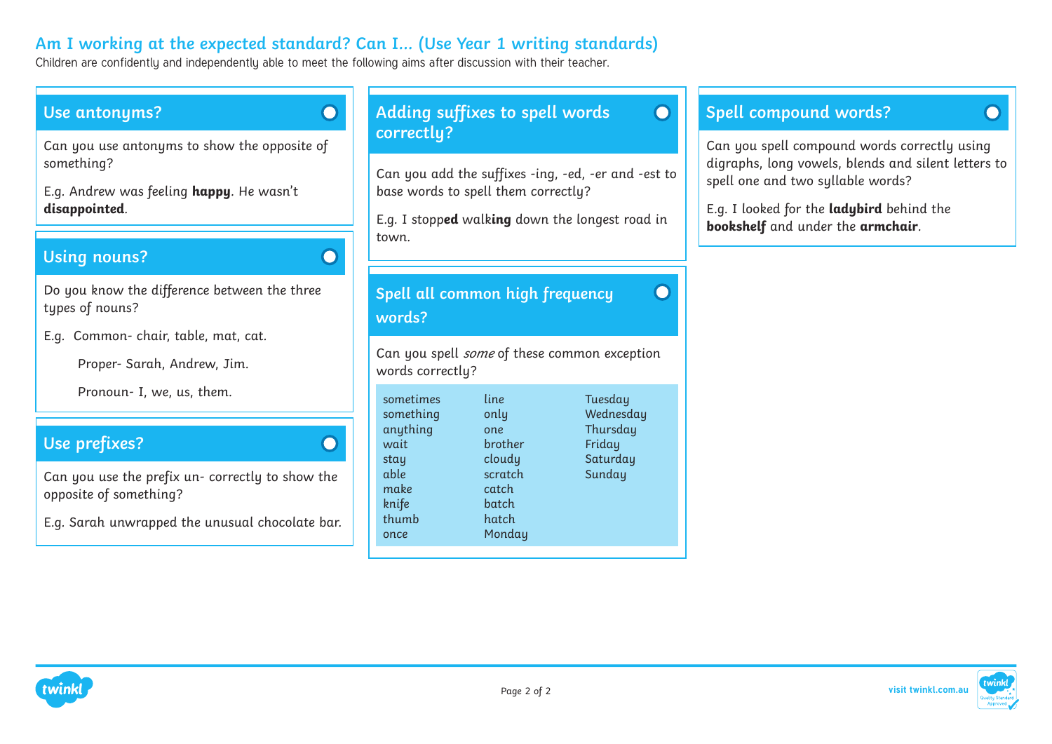## Am I working at the expected standard? Can I… (Use Year 1 writing standards)

Children are confidently and independently able to meet the following aims after discussion with their teacher.

### Use antonyms?

Can you use antonyms to show the opposite of something?

E.g. Andrew was feeling **happy**. He wasn't **disappointed**.

### Using nouns?

Do you know the difference between the three types of nouns?

E.g. Common- chair, table, mat, cat.

Proper- Sarah, Andrew, Jim.

Pronoun- I, we, us, them.

### Use prefixes?

Can you use the prefix un- correctly to show the opposite of something?

E.g. Sarah unwrapped the unusual chocolate bar.

### Adding suffixes to spell words correctly?

Can you add the suffixes -ing, -ed, -er and -est to base words to spell them correctly?

E.g. I stopp**ed** walk**ing** down the longest road in town.

### Spell all common high frequency words?

Can you spell *some* of these common exception words correctly?

| | | |
|---|---|---|
| sometimes | line | Tuesday |
| something | only | Wednesday |
| anything | one | Thursday |
| wait | brother | Friday |
| stay | cloudy | Saturday |
| able | scratch | Sunday |
| make | catch | |
| knife | batch | |
| thumb | hatch | |
| once | Monday | |

### Spell compound words?

Can you spell compound words correctly using digraphs, long vowels, blends and silent letters to spell one and two syllable words?

E.g. I looked for the **ladybird** behind the **bookshelf** and under the **armchair**.